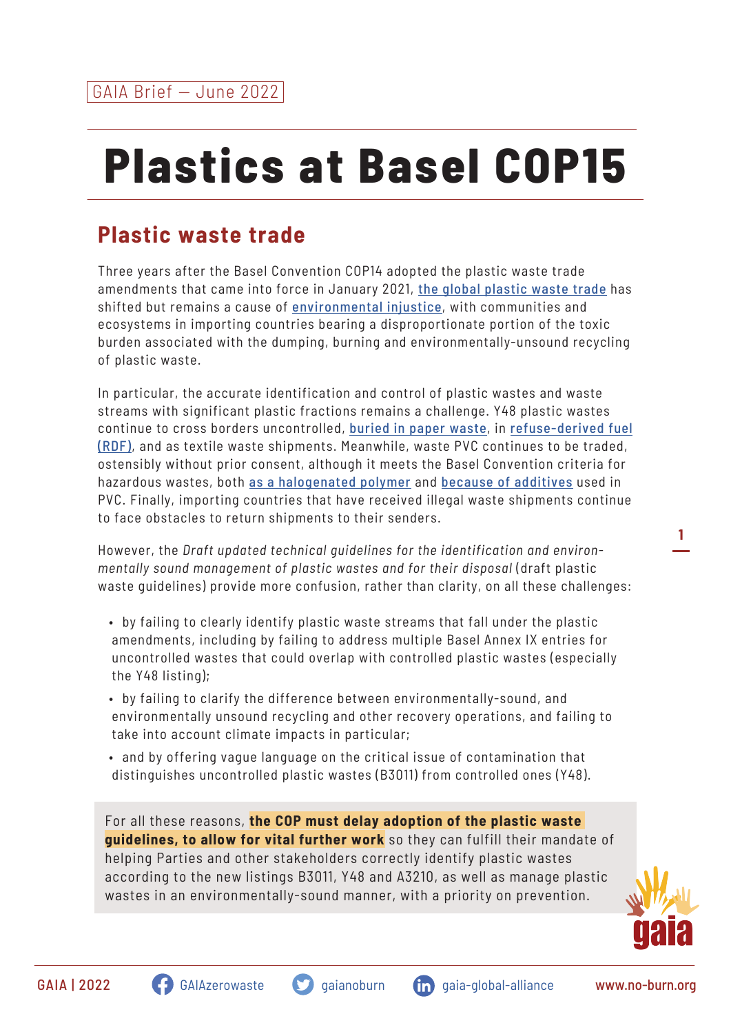GAIA Brief — June 2022

# Plastics at Basel COP15

## Plastic waste trade

Three years after the Basel Convention COP14 adopted the plastic waste trade amendments that came into force in January 2021, the global plastic waste trade has shifted but remains a cause of environmental injustice, with communities and ecosystems in importing countries bearing a disproportionate portion of the toxic burden associated with the dumping, burning and environmentally-unsound recycling of plastic waste.

In particular, the accurate identification and control of plastic wastes and waste streams with significant plastic fractions remains a challenge. Y48 plastic wastes continue to cross borders uncontrolled, buried in paper waste, in refuse-derived fuel (RDF), and as textile waste shipments. Meanwhile, waste PVC continues to be traded, ostensibly without prior consent, although it meets the Basel Convention criteria for hazardous wastes, both as a halogenated polymer and because of additives used in PVC. Finally, importing countries that have received illegal waste shipments continue to face obstacles to return shipments to their senders.

However, the *Draft updated technical guidelines for the identification and environmentally sound management of plastic wastes and for their disposal* (draft plastic waste guidelines) provide more confusion, rather than clarity, on all these challenges:

- by failing to clearly identify plastic waste streams that fall under the plastic amendments, including by failing to address multiple Basel Annex IX entries for uncontrolled wastes that could overlap with controlled plastic wastes (especially the Y48 listing);
- by failing to clarify the difference between environmentally-sound, and environmentally unsound recycling and other recovery operations, and failing to take into account climate impacts in particular;
- and by offering vague language on the critical issue of contamination that distinguishes uncontrolled plastic wastes (B3011) from controlled ones (Y48).

For all these reasons, **the COP must delay adoption of the plastic waste guidelines, to allow for vital further work** so they can fulfill their mandate of helping Parties and other stakeholders correctly identify plastic wastes according to the new listings B3011, Y48 and A3210, as well as manage plastic wastes in an environmentally-sound manner, with a priority on prevention.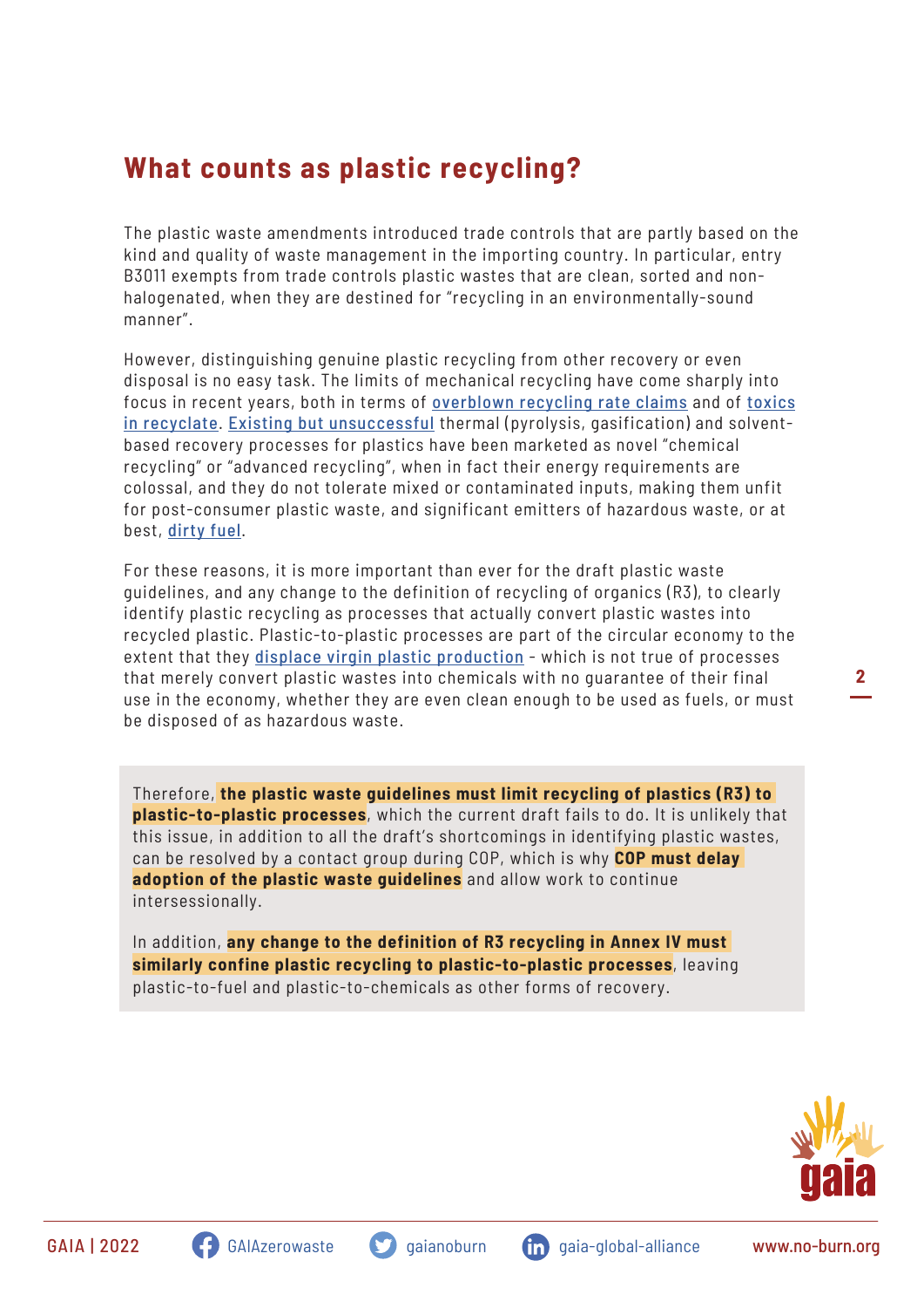## What counts as plastic recycling?

The plastic waste amendments introduced trade controls that are partly based on the kind and quality of waste management in the importing country. In particular, entry B3011 exempts from trade controls plastic wastes that are clean, sorted and non-halogenated, when they are destined for "recycling in an environmentally-sound manner".

However, distinguishing genuine plastic recycling from other recovery or even disposal is no easy task. The limits of mechanical recycling have come sharply into focus in recent years, both in terms of overblown recycling rate claims and of toxics in recyclate. Existing but unsuccessful thermal (pyrolysis, gasification) and solvent-based recovery processes for plastics have been marketed as novel "chemical recycling" or "advanced recycling", when in fact their energy requirements are colossal, and they do not tolerate mixed or contaminated inputs, making them unfit for post-consumer plastic waste, and significant emitters of hazardous waste, or at best, dirty fuel.

For these reasons, it is more important than ever for the draft plastic waste guidelines, and any change to the definition of recycling of organics (R3), to clearly identify plastic recycling as processes that actually convert plastic wastes into recycled plastic. Plastic-to-plastic processes are part of the circular economy to the extent that they displace virgin plastic production - which is not true of processes that merely convert plastic wastes into chemicals with no guarantee of their final use in the economy, whether they are even clean enough to be used as fuels, or must be disposed of as hazardous waste.

Therefore, **the plastic waste guidelines must limit recycling of plastics (R3) to plastic-to-plastic processes**, which the current draft fails to do. It is unlikely that this issue, in addition to all the draft's shortcomings in identifying plastic wastes, can be resolved by a contact group during COP, which is why **COP must delay adoption of the plastic waste guidelines** and allow work to continue intersessionally.

In addition, **any change to the definition of R3 recycling in Annex IV must similarly confine plastic recycling to plastic-to-plastic processes**, leaving plastic-to-fuel and plastic-to-chemicals as other forms of recovery.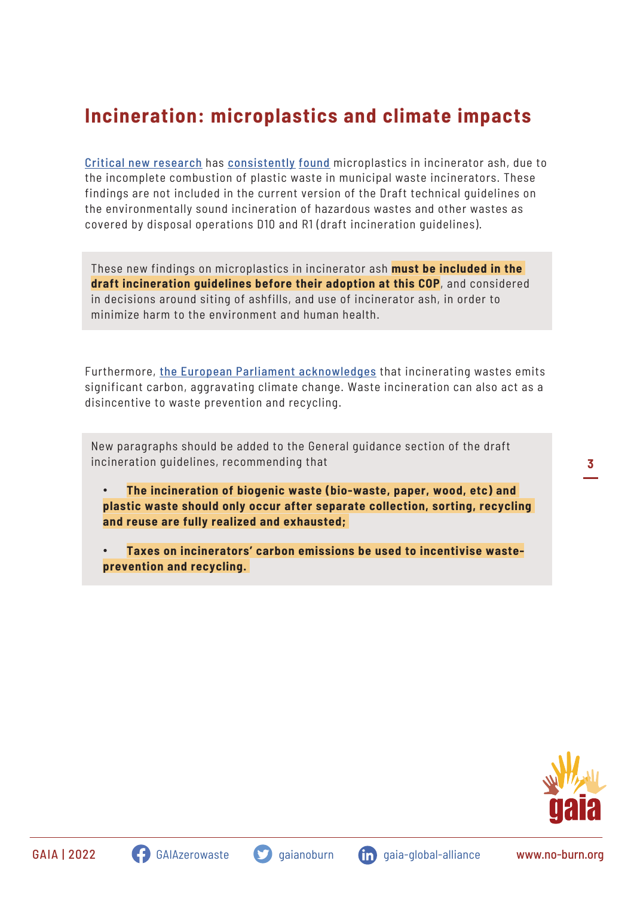## Incineration: microplastics and climate impacts

Critical new research has consistently found microplastics in incinerator ash, due to the incomplete combustion of plastic waste in municipal waste incinerators. These findings are not included in the current version of the Draft technical guidelines on the environmentally sound incineration of hazardous wastes and other wastes as covered by disposal operations D10 and R1 (draft incineration guidelines).

These new findings on microplastics in incinerator ash **must be included in the draft incineration guidelines before their adoption at this COP**, and considered in decisions around siting of ashfills, and use of incinerator ash, in order to minimize harm to the environment and human health.

Furthermore, the European Parliament acknowledges that incinerating wastes emits significant carbon, aggravating climate change. Waste incineration can also act as a disincentive to waste prevention and recycling.

New paragraphs should be added to the General guidance section of the draft incineration guidelines, recommending that

- **The incineration of biogenic waste (bio-waste, paper, wood, etc) and plastic waste should only occur after separate collection, sorting, recycling and reuse are fully realized and exhausted;**
- **Taxes on incinerators' carbon emissions be used to incentivise waste-prevention and recycling.**